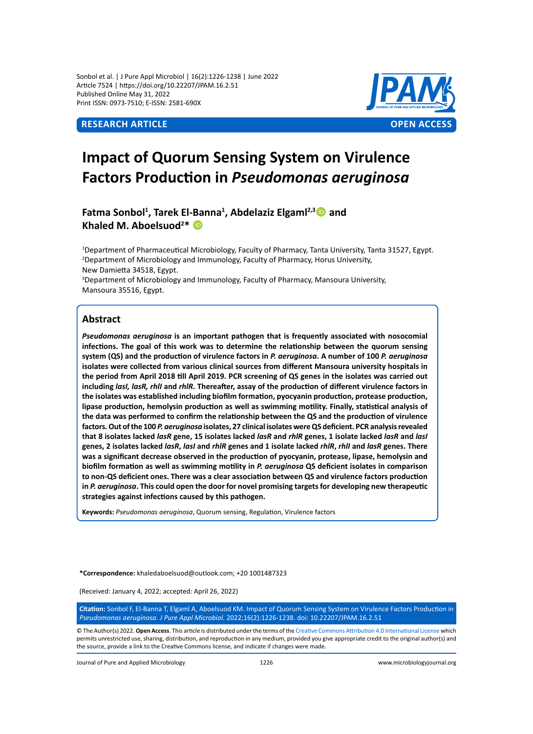**RESEARCH ARTICLE** | **OPEN ACCESS**

# Impact of Quorum Sensing System on Virulence Factors Production in *Pseudomonas aeruginosa*

**Fatma Sonbol[1], Tarek El-Banna[1], Abdelaziz Elgaml[2,3] and Khaled M. Aboelsuod[2]***

[1]Department of Pharmaceutical Microbiology, Faculty of Pharmacy, Tanta University, Tanta 31527, Egypt.
[2]Department of Microbiology and Immunology, Faculty of Pharmacy, Horus University, New Damietta 34518, Egypt.
[3]Department of Microbiology and Immunology, Faculty of Pharmacy, Mansoura University, Mansoura 35516, Egypt.

## Abstract

***Pseudomonas aeruginosa*** **is an important pathogen that is frequently associated with nosocomial infections. The goal of this work was to determine the relationship between the quorum sensing system (QS) and the production of virulence factors in *P. aeruginosa*. A number of 100 *P. aeruginosa* isolates were collected from various clinical sources from different Mansoura university hospitals in the period from April 2018 till April 2019. PCR screening of QS genes in the isolates was carried out including *lasI, lasR, rhlI* and *rhlR*. Thereafter, assay of the production of different virulence factors in the isolates was established including biofilm formation, pyocyanin production, protease production, lipase production, hemolysin production as well as swimming motility. Finally, statistical analysis of the data was performed to confirm the relationship between the QS and the production of virulence factors. Out of the 100 *P. aeruginosa* isolates, 27 clinical isolates were QS deficient. PCR analysis revealed that 8 isolates lacked *lasR* gene, 15 isolates lacked *lasR* and *rhlR* genes, 1 isolate lacked *lasR* and *lasI* genes, 2 isolates lacked *lasR*, *lasI* and *rhlR* genes and 1 isolate lacked *rhlR*, *rhlI* and *lasR* genes. There was a significant decrease observed in the production of pyocyanin, protease, lipase, hemolysin and biofilm formation as well as swimming motility in *P. aeruginosa* QS deficient isolates in comparison to non-QS deficient ones. There was a clear association between QS and virulence factors production in *P. aeruginosa*. This could open the door for novel promising targets for developing new therapeutic strategies against infections caused by this pathogen.**

**Keywords:** *Pseudomonas aeruginosa*, Quorum sensing, Regulation, Virulence factors

***Correspondence:** khaledaboelsuod@outlook.com; +20 1001487323

(Received: January 4, 2022; accepted: April 26, 2022)

**Citation:** Sonbol F, El-Banna T, Elgaml A, Aboelsuod KM. Impact of Quorum Sensing System on Virulence Factors Production in *Pseudomonas aeruginosa*. *J Pure Appl Microbiol.* 2022;16(2):1226-1238. doi: 10.22207/JPAM.16.2.51

© The Author(s) 2022. **Open Access**. This article is distributed under the terms of the Creative Commons Attribution 4.0 International License which permits unrestricted use, sharing, distribution, and reproduction in any medium, provided you give appropriate credit to the original author(s) and the source, provide a link to the Creative Commons license, and indicate if changes were made.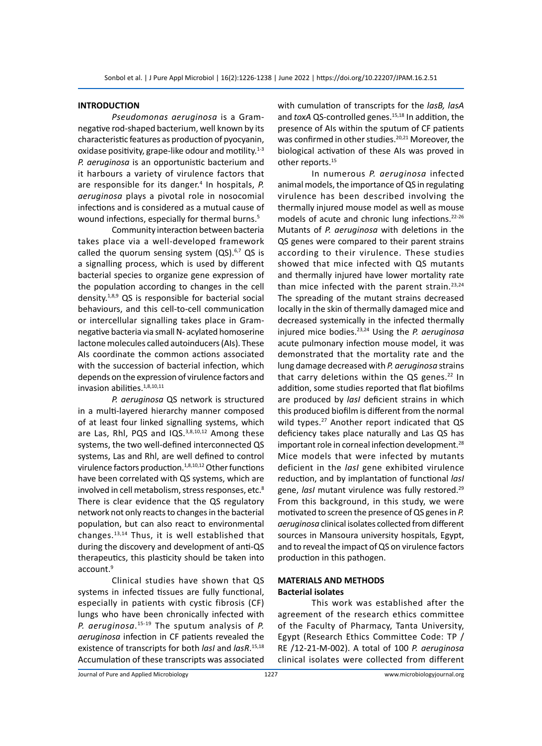## INTRODUCTION

*Pseudomonas aeruginosa* is a Gram-negative rod-shaped bacterium, well known by its characteristic features as production of pyocyanin, oxidase positivity, grape-like odour and motility.[1-3] *P. aeruginosa* is an opportunistic bacterium and it harbours a variety of virulence factors that are responsible for its danger.[4] In hospitals, *P. aeruginosa* plays a pivotal role in nosocomial infections and is considered as a mutual cause of wound infections, especially for thermal burns.[5]

Community interaction between bacteria takes place via a well-developed framework called the quorum sensing system (QS).[6,7] QS is a signalling process, which is used by different bacterial species to organize gene expression of the population according to changes in the cell density.[1,8,9] QS is responsible for bacterial social behaviours, and this cell-to-cell communication or intercellular signalling takes place in Gram-negative bacteria via small N- acylated homoserine lactone molecules called autoinducers (AIs). These AIs coordinate the common actions associated with the succession of bacterial infection, which depends on the expression of virulence factors and invasion abilities.[1,8,10,11]

*P. aeruginosa* QS network is structured in a multi-layered hierarchy manner composed of at least four linked signalling systems, which are Las, Rhl, PQS and IQS.[3,8,10,12] Among these systems, the two well-defined interconnected QS systems, Las and Rhl, are well defined to control virulence factors production.[1,8,10,12] Other functions have been correlated with QS systems, which are involved in cell metabolism, stress responses, etc.[8] There is clear evidence that the QS regulatory network not only reacts to changes in the bacterial population, but can also react to environmental changes.[13,14] Thus, it is well established that during the discovery and development of anti-QS therapeutics, this plasticity should be taken into account.[9]

Clinical studies have shown that QS systems in infected tissues are fully functional, especially in patients with cystic fibrosis (CF) lungs who have been chronically infected with *P. aeruginosa*.[15-19] The sputum analysis of *P. aeruginosa* infection in CF patients revealed the existence of transcripts for both *lasI* and *lasR*.[15,18] Accumulation of these transcripts was associated with cumulation of transcripts for the *lasB, lasA* and *toxA* QS-controlled genes.[15,18] In addition, the presence of AIs within the sputum of CF patients was confirmed in other studies.[20,21] Moreover, the biological activation of these AIs was proved in other reports.[15]

In numerous *P. aeruginosa* infected animal models, the importance of QS in regulating virulence has been described involving the thermally injured mouse model as well as mouse models of acute and chronic lung infections.[22-26] Mutants of *P. aeruginosa* with deletions in the QS genes were compared to their parent strains according to their virulence. These studies showed that mice infected with QS mutants and thermally injured have lower mortality rate than mice infected with the parent strain.[23,24] The spreading of the mutant strains decreased locally in the skin of thermally damaged mice and decreased systemically in the infected thermally injured mice bodies.[23,24] Using the *P. aeruginosa* acute pulmonary infection mouse model, it was demonstrated that the mortality rate and the lung damage decreased with *P. aeruginosa* strains that carry deletions within the QS genes.[22] In addition, some studies reported that flat biofilms are produced by *lasI* deficient strains in which this produced biofilm is different from the normal wild types.[27] Another report indicated that QS deficiency takes place naturally and Las QS has important role in corneal infection development.[28] Mice models that were infected by mutants deficient in the *lasI* gene exhibited virulence reduction, and by implantation of functional *lasI* gene, *lasI* mutant virulence was fully restored.[29] From this background, in this study, we were motivated to screen the presence of QS genes in *P. aeruginosa* clinical isolates collected from different sources in Mansoura university hospitals, Egypt, and to reveal the impact of QS on virulence factors production in this pathogen.

## MATERIALS AND METHODS

### Bacterial isolates

This work was established after the agreement of the research ethics committee of the Faculty of Pharmacy, Tanta University, Egypt (Research Ethics Committee Code: TP / RE /12-21-M-002). A total of 100 *P. aeruginosa* clinical isolates were collected from different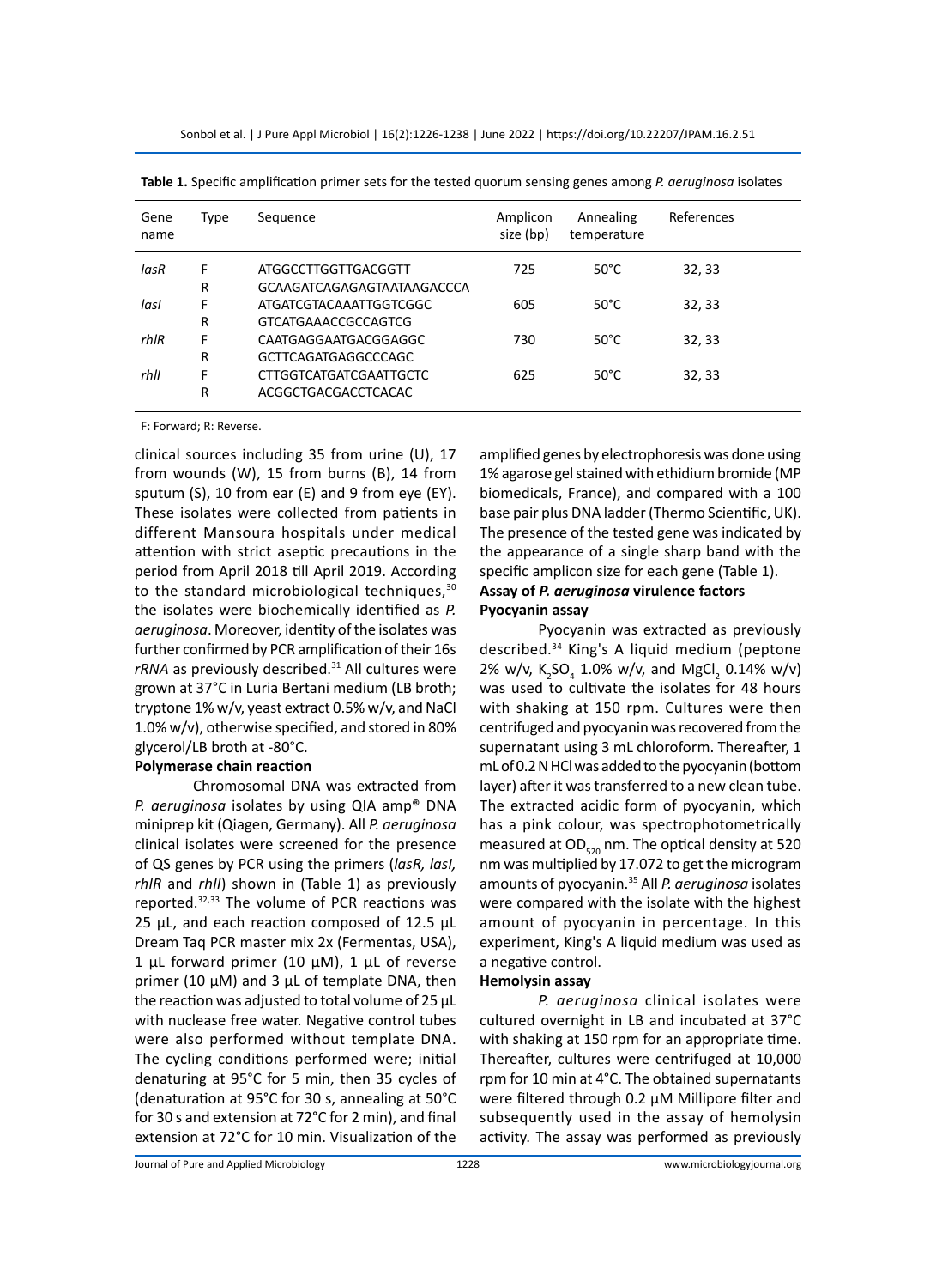**Table 1.** Specific amplification primer sets for the tested quorum sensing genes among *P. aeruginosa* isolates

| Gene name | Type | Sequence | Amplicon size (bp) | Annealing temperature | References |
|---|---|---|---|---|---|
| *lasR* | F | ATGGCCTTGGTTGACGGTT | 725 | 50°C | 32, 33 |
| | R | GCAAGATCAGAGAGTAATAAGACCCA | | | |
| *lasI* | F | ATGATCGTACAAATTGGTCGGC | 605 | 50°C | 32, 33 |
| | R | GTCATGAAACCGCCAGTCG | | | |
| *rhlR* | F | CAATGAGGAATGACGGAGGC | 730 | 50°C | 32, 33 |
| | R | GCTTCAGATGAGGCCCAGC | | | |
| *rhlI* | F | CTTGGTCATGATCGAATTGCTC | 625 | 50°C | 32, 33 |
| | R | ACGGCTGACGACCTCACAC | | | |

F: Forward; R: Reverse.

clinical sources including 35 from urine (U), 17 from wounds (W), 15 from burns (B), 14 from sputum (S), 10 from ear (E) and 9 from eye (EY). These isolates were collected from patients in different Mansoura hospitals under medical attention with strict aseptic precautions in the period from April 2018 till April 2019. According to the standard microbiological techniques,[30] the isolates were biochemically identified as *P. aeruginosa*. Moreover, identity of the isolates was further confirmed by PCR amplification of their 16s *rRNA* as previously described.[31] All cultures were grown at 37°C in Luria Bertani medium (LB broth; tryptone 1% w/v, yeast extract 0.5% w/v, and NaCl 1.0% w/v), otherwise specified, and stored in 80% glycerol/LB broth at -80°C.

**Polymerase chain reaction**

Chromosomal DNA was extracted from *P. aeruginosa* isolates by using QIA amp® DNA miniprep kit (Qiagen, Germany). All *P. aeruginosa* clinical isolates were screened for the presence of QS genes by PCR using the primers (*lasR, lasI, rhlR* and *rhlI*) shown in (Table 1) as previously reported.[32,33] The volume of PCR reactions was 25 µL, and each reaction composed of 12.5 µL Dream Taq PCR master mix 2x (Fermentas, USA), 1 µL forward primer (10 µM), 1 µL of reverse primer (10 µM) and 3 µL of template DNA, then the reaction was adjusted to total volume of 25 µL with nuclease free water. Negative control tubes were also performed without template DNA. The cycling conditions performed were; initial denaturing at 95°C for 5 min, then 35 cycles of (denaturation at 95°C for 30 s, annealing at 50°C for 30 s and extension at 72°C for 2 min), and final extension at 72°C for 10 min. Visualization of the amplified genes by electrophoresis was done using 1% agarose gel stained with ethidium bromide (MP biomedicals, France), and compared with a 100 base pair plus DNA ladder (Thermo Scientific, UK). The presence of the tested gene was indicated by the appearance of a single sharp band with the specific amplicon size for each gene (Table 1).

**Assay of *P. aeruginosa* virulence factors**

**Pyocyanin assay**

Pyocyanin was extracted as previously described.[34] King's A liquid medium (peptone 2% w/v, $K_2SO_4$ 1.0% w/v, and $MgCl_2$ 0.14% w/v) was used to cultivate the isolates for 48 hours with shaking at 150 rpm. Cultures were then centrifuged and pyocyanin was recovered from the supernatant using 3 mL chloroform. Thereafter, 1 mL of 0.2 N HCl was added to the pyocyanin (bottom layer) after it was transferred to a new clean tube. The extracted acidic form of pyocyanin, which has a pink colour, was spectrophotometrically measured at $OD_{520}$ nm. The optical density at 520 nm was multiplied by 17.072 to get the microgram amounts of pyocyanin.[35] All *P. aeruginosa* isolates were compared with the isolate with the highest amount of pyocyanin in percentage. In this experiment, King's A liquid medium was used as a negative control.

**Hemolysin assay**

*P. aeruginosa* clinical isolates were cultured overnight in LB and incubated at 37°C with shaking at 150 rpm for an appropriate time. Thereafter, cultures were centrifuged at 10,000 rpm for 10 min at 4°C. The obtained supernatants were filtered through 0.2 µM Millipore filter and subsequently used in the assay of hemolysin activity. The assay was performed as previously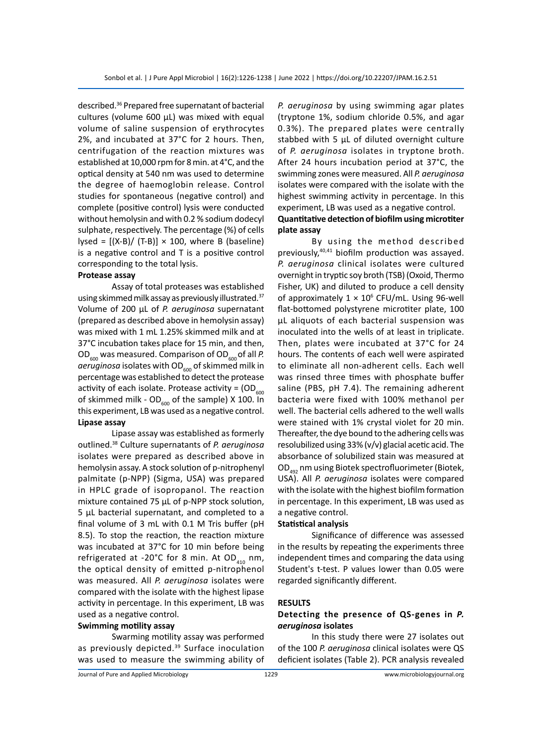described.[36] Prepared free supernatant of bacterial cultures (volume 600 µL) was mixed with equal volume of saline suspension of erythrocytes 2%, and incubated at 37°C for 2 hours. Then, centrifugation of the reaction mixtures was established at 10,000 rpm for 8 min. at 4°C, and the optical density at 540 nm was used to determine the degree of haemoglobin release. Control studies for spontaneous (negative control) and complete (positive control) lysis were conducted without hemolysin and with 0.2 % sodium dodecyl sulphate, respectively. The percentage (%) of cells lysed = $[(X-B)/ (T-B)] \times 100$, where B (baseline) is a negative control and T is a positive control corresponding to the total lysis.

**Protease assay**

Assay of total proteases was established using skimmed milk assay as previously illustrated.[37] Volume of 200 µL of *P. aeruginosa* supernatant (prepared as described above in hemolysin assay) was mixed with 1 mL 1.25% skimmed milk and at 37°C incubation takes place for 15 min, and then, $OD_{600}$ was measured. Comparison of $OD_{600}$ of all *P. aeruginosa* isolates with $OD_{600}$ of skimmed milk in percentage was established to detect the protease activity of each isolate. Protease activity = ($OD_{600}$ of skimmed milk - $OD_{600}$ of the sample) X 100. In this experiment, LB was used as a negative control.

**Lipase assay**

Lipase assay was established as formerly outlined.[38] Culture supernatants of *P. aeruginosa* isolates were prepared as described above in hemolysin assay. A stock solution of p-nitrophenyl palmitate (p-NPP) (Sigma, USA) was prepared in HPLC grade of isopropanol. The reaction mixture contained 75 µL of p-NPP stock solution, 5 µL bacterial supernatant, and completed to a final volume of 3 mL with 0.1 M Tris buffer (pH 8.5). To stop the reaction, the reaction mixture was incubated at 37°C for 10 min before being refrigerated at -20°C for 8 min. At $OD_{410}$ nm, the optical density of emitted p-nitrophenol was measured. All *P. aeruginosa* isolates were compared with the isolate with the highest lipase activity in percentage. In this experiment, LB was used as a negative control.

**Swimming motility assay**

Swarming motility assay was performed as previously depicted.[39] Surface inoculation was used to measure the swimming ability of *P. aeruginosa* by using swimming agar plates (tryptone 1%, sodium chloride 0.5%, and agar 0.3%). The prepared plates were centrally stabbed with 5 µL of diluted overnight culture of *P. aeruginosa* isolates in tryptone broth. After 24 hours incubation period at 37°C, the swimming zones were measured. All *P. aeruginosa* isolates were compared with the isolate with the highest swimming activity in percentage. In this experiment, LB was used as a negative control.

**Quantitative detection of biofilm using microtiter plate assay**

By using the method described previously,[40,41] biofilm production was assayed. *P. aeruginosa* clinical isolates were cultured overnight in tryptic soy broth (TSB) (Oxoid, Thermo Fisher, UK) and diluted to produce a cell density of approximately $1 \times 10^6$ CFU/mL. Using 96-well flat-bottomed polystyrene microtiter plate, 100 µL aliquots of each bacterial suspension was inoculated into the wells of at least in triplicate. Then, plates were incubated at 37°C for 24 hours. The contents of each well were aspirated to eliminate all non-adherent cells. Each well was rinsed three times with phosphate buffer saline (PBS, pH 7.4). The remaining adherent bacteria were fixed with 100% methanol per well. The bacterial cells adhered to the well walls were stained with 1% crystal violet for 20 min. Thereafter, the dye bound to the adhering cells was resolubilized using 33% (v/v) glacial acetic acid. The absorbance of solubilized stain was measured at $OD_{492}$ nm using Biotek spectrofluorimeter (Biotek, USA). All *P. aeruginosa* isolates were compared with the isolate with the highest biofilm formation in percentage. In this experiment, LB was used as a negative control.

**Statistical analysis**

Significance of difference was assessed in the results by repeating the experiments three independent times and comparing the data using Student's t-test. P values lower than 0.05 were regarded significantly different.

## RESULTS

### Detecting the presence of QS-genes in *P. aeruginosa* isolates

In this study there were 27 isolates out of the 100 *P. aeruginosa* clinical isolates were QS deficient isolates (Table 2). PCR analysis revealed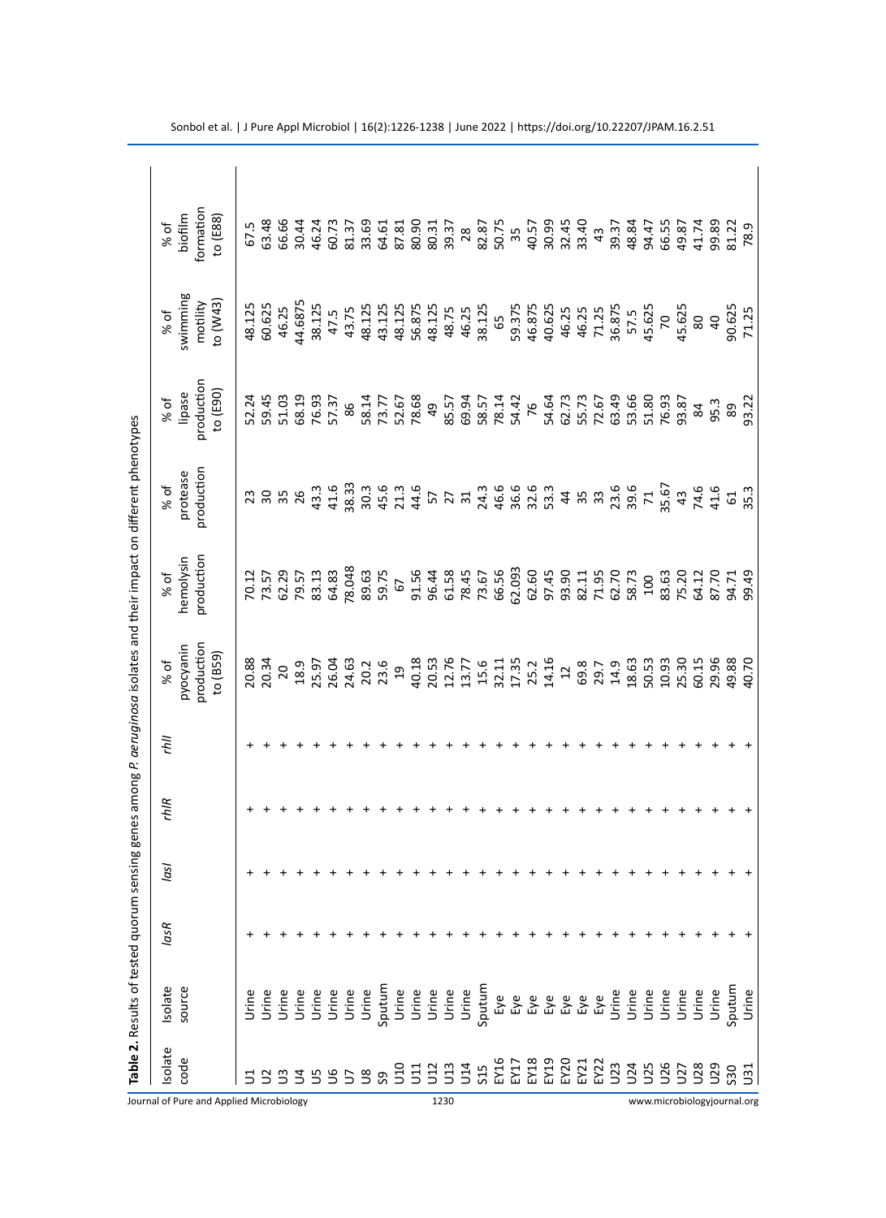**Table 2.** Results of tested quorum sensing genes among *P. aeruginosa* isolates and their impact on different phenotypes

| Isolate code | Isolate source | *lasR* | *lasI* | *rhlR* | *rhlI* | % of pyocyanin production to (B59) | % of hemolysin production | % of protease production | % of lipase production to (E90) | % of swimming motility to (W43) | % of biofilm formation to (E88) |
|---|---|---|---|---|---|---|---|---|---|---|---|
| U1 | Urine | + | + | + | + | 20.88 | 70.12 | 23 | 52.24 | 48.125 | 67.5 |
| U2 | Urine | + | + | + | + | 20.34 | 73.57 | 30 | 59.45 | 60.625 | 63.48 |
| U3 | Urine | + | + | + | + | 20 | 62.29 | 35 | 51.03 | 46.25 | 66.66 |
| U4 | Urine | + | + | + | + | 18.9 | 79.57 | 26 | 68.19 | 44.6875 | 30.44 |
| U5 | Urine | + | + | + | + | 25.97 | 83.13 | 43.3 | 76.93 | 38.125 | 46.24 |
| U6 | Urine | + | + | + | + | 26.04 | 64.83 | 41.6 | 57.37 | 47.5 | 60.73 |
| U7 | Urine | + | + | + | + | 24.63 | 78.048 | 38.33 | 86 | 43.75 | 81.37 |
| U8 | Urine | + | + | + | + | 20.2 | 89.63 | 30.3 | 58.14 | 48.125 | 33.69 |
| S9 | Sputum | + | + | + | + | 23.6 | 59.75 | 45.6 | 73.77 | 43.125 | 64.61 |
| U10 | Urine | + | + | + | + | 19 | 67 | 21.3 | 52.67 | 48.125 | 87.81 |
| U11 | Urine | + | + | + | + | 40.18 | 91.56 | 44.6 | 78.68 | 56.875 | 80.90 |
| U12 | Urine | + | + | + | + | 20.53 | 96.44 | 57 | 49 | 48.125 | 80.31 |
| U13 | Urine | + | + | + | + | 12.76 | 61.58 | 27 | 85.57 | 48.75 | 39.37 |
| U14 | Urine | + | + | + | + | 13.77 | 78.45 | 31 | 69.94 | 46.25 | 28 |
| S15 | Sputum | + | + | + | + | 15.6 | 73.67 | 24.3 | 58.57 | 38.125 | 82.87 |
| EY16 | Eye | + | + | + | + | 32.11 | 66.56 | 46.6 | 78.14 | 65 | 50.75 |
| EY17 | Eye | + | + | + | + | 17.35 | 62.093 | 36.6 | 54.42 | 59.375 | 35 |
| EY18 | Eye | + | + | + | + | 25.2 | 62.60 | 32.6 | 76 | 46.875 | 40.57 |
| EY19 | Eye | + | + | + | + | 14.16 | 97.45 | 53.3 | 54.64 | 40.625 | 30.99 |
| EY20 | Eye | + | + | + | + | 12 | 93.90 | 44 | 62.73 | 46.25 | 32.45 |
| EY21 | Eye | + | + | + | + | 69.8 | 82.11 | 35 | 55.73 | 46.25 | 33.40 |
| EY22 | Eye | + | + | + | + | 29.7 | 71.95 | 33 | 72.67 | 71.25 | 43 |
| U23 | Urine | + | + | + | + | 14.9 | 62.70 | 23.6 | 63.49 | 36.875 | 39.37 |
| U24 | Urine | + | + | + | + | 18.63 | 58.73 | 39.6 | 53.66 | 57.5 | 48.84 |
| U25 | Urine | + | + | + | + | 50.53 | 100 | 71 | 51.80 | 45.625 | 94.47 |
| U26 | Urine | + | + | + | + | 10.93 | 83.63 | 35.67 | 76.93 | 70 | 66.55 |
| U27 | Urine | + | + | + | + | 25.30 | 75.20 | 43 | 93.87 | 45.625 | 49.87 |
| U28 | Urine | + | + | + | + | 60.15 | 64.12 | 74.6 | 84 | 80 | 41.74 |
| U29 | Urine | + | + | + | + | 29.96 | 87.70 | 41.6 | 95.3 | 40 | 99.89 |
| S30 | Sputum | + | + | + | + | 49.88 | 94.71 | 61 | 89 | 90.625 | 81.22 |
| U31 | Urine | + | + | + | + | 40.70 | 99.49 | 35.3 | 93.22 | 71.25 | 78.9 |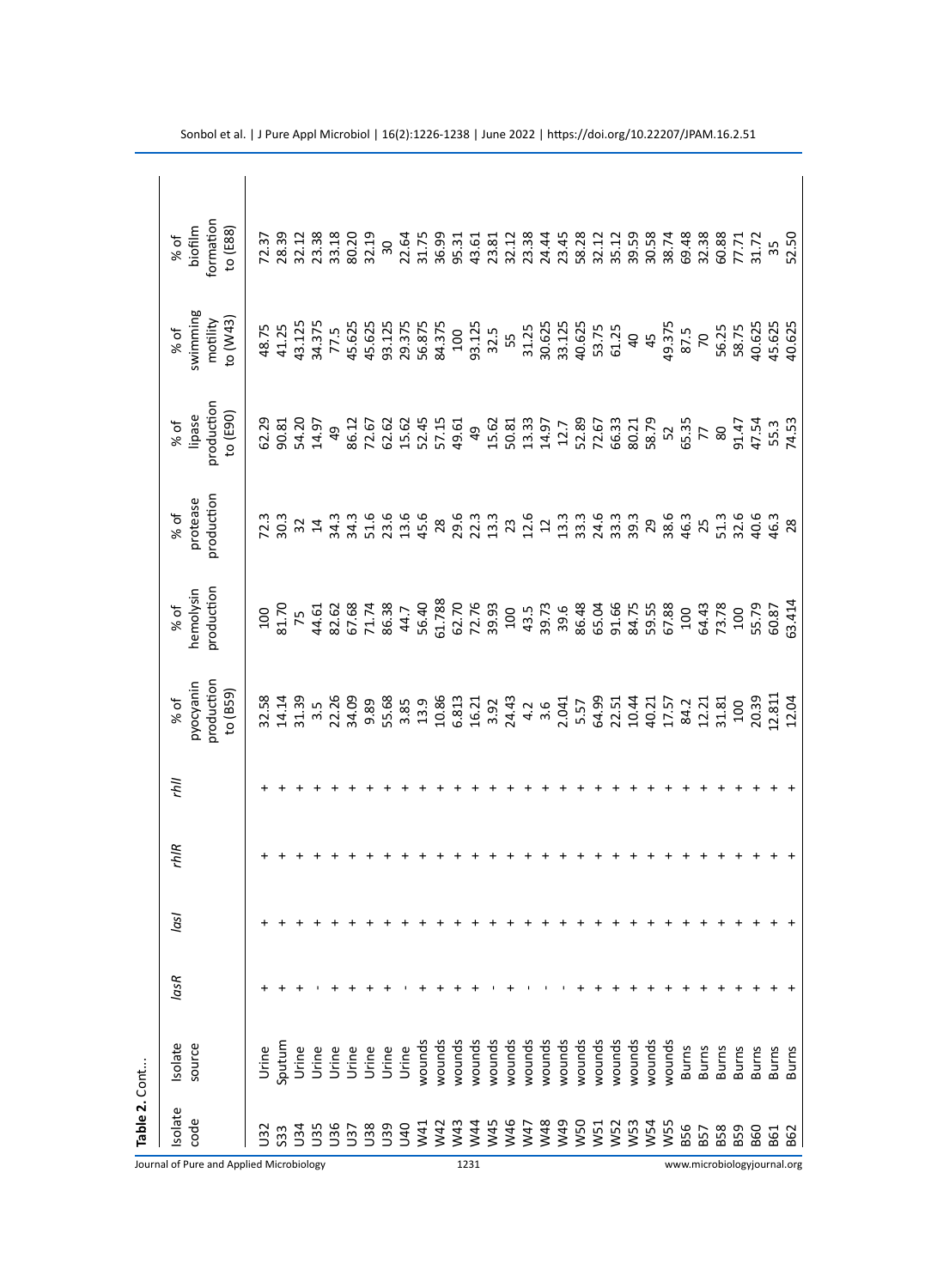**Table 2.** Cont...

| Isolate code | Isolate source | *lasR* | *lasI* | *rhlR* | *rhlI* | % of pyocyanin production to (B59) | % of hemolysin production | % of protease production | % of lipase production to (E90) | % of swimming motility to (W43) | % of biofilm formation to (E88) |
|---|---|---|---|---|---|---|---|---|---|---|---|
| U32 | Urine | + | + | + | + | 32.58 | 100 | 72.3 | 62.29 | 48.75 | 72.37 |
| S33 | Sputum | + | + | + | + | 14.14 | 81.70 | 30.3 | 90.81 | 41.25 | 28.39 |
| U34 | Urine | + | + | + | + | 31.39 | 75 | 32 | 54.20 | 43.125 | 32.12 |
| U35 | Urine | - | + | + | + | 3.5 | 44.61 | 14 | 14.97 | 34.375 | 23.38 |
| U36 | Urine | + | + | + | + | 22.26 | 82.62 | 34.3 | 49 | 77.5 | 33.18 |
| U37 | Urine | + | + | + | + | 34.09 | 67.68 | 34.3 | 86.12 | 45.625 | 80.20 |
| U38 | Urine | + | + | + | + | 9.89 | 71.74 | 51.6 | 72.67 | 45.625 | 32.19 |
| U39 | Urine | + | + | + | + | 55.68 | 86.38 | 23.6 | 62.62 | 93.125 | 30 |
| U40 | Urine | - | + | + | + | 3.85 | 44.7 | 13.6 | 15.62 | 29.375 | 22.64 |
| W41 | wounds | + | + | + | + | 13.9 | 56.40 | 45.6 | 52.45 | 56.875 | 31.75 |
| W42 | wounds | + | + | + | + | 10.86 | 61.788 | 28 | 57.15 | 84.375 | 36.99 |
| W43 | wounds | + | + | + | + | 6.813 | 62.70 | 29.6 | 49.61 | 100 | 95.31 |
| W44 | wounds | + | + | + | + | 16.21 | 72.76 | 22.3 | 49 | 93.125 | 43.61 |
| W45 | wounds | - | + | + | + | 3.92 | 39.93 | 13.3 | 15.62 | 32.5 | 23.81 |
| W46 | wounds | + | + | + | + | 24.43 | 100 | 23 | 50.81 | 55 | 32.12 |
| W47 | wounds | - | + | + | + | 4.2 | 43.5 | 12.6 | 13.33 | 31.25 | 23.38 |
| W48 | wounds | - | + | + | + | 3.6 | 39.73 | 12 | 14.97 | 30.625 | 24.44 |
| W49 | wounds | - | + | + | + | 2.041 | 39.6 | 13.3 | 12.7 | 33.125 | 23.45 |
| W50 | wounds | + | + | + | + | 5.57 | 86.48 | 33.3 | 52.89 | 40.625 | 58.28 |
| W51 | wounds | + | + | + | + | 64.99 | 65.04 | 24.6 | 72.67 | 53.75 | 32.12 |
| W52 | wounds | + | + | + | + | 22.51 | 91.66 | 33.3 | 66.33 | 61.25 | 35.12 |
| W53 | wounds | + | + | + | + | 10.44 | 84.75 | 39.3 | 80.21 | 40 | 39.59 |
| W54 | wounds | + | + | + | + | 40.21 | 59.55 | 29 | 58.79 | 45 | 30.58 |
| W55 | wounds | + | + | + | + | 17.57 | 67.88 | 38.6 | 52 | 49.375 | 38.74 |
| B56 | Burns | + | + | + | + | 84.2 | 100 | 46.3 | 65.35 | 87.5 | 69.48 |
| B57 | Burns | + | + | + | + | 12.21 | 64.43 | 25 | 77 | 70 | 32.38 |
| B58 | Burns | + | + | + | + | 31.81 | 73.78 | 51.3 | 80 | 56.25 | 60.88 |
| B59 | Burns | + | + | + | + | 100 | 100 | 32.6 | 91.47 | 58.75 | 77.71 |
| B60 | Burns | + | + | + | + | 20.39 | 55.79 | 40.6 | 47.54 | 40.625 | 31.72 |
| B61 | Burns | + | + | + | + | 12.811 | 60.87 | 46.3 | 55.3 | 45.625 | 35 |
| B62 | Burns | + | + | + | + | 12.04 | 63.414 | 28 | 74.53 | 40.625 | 52.50 |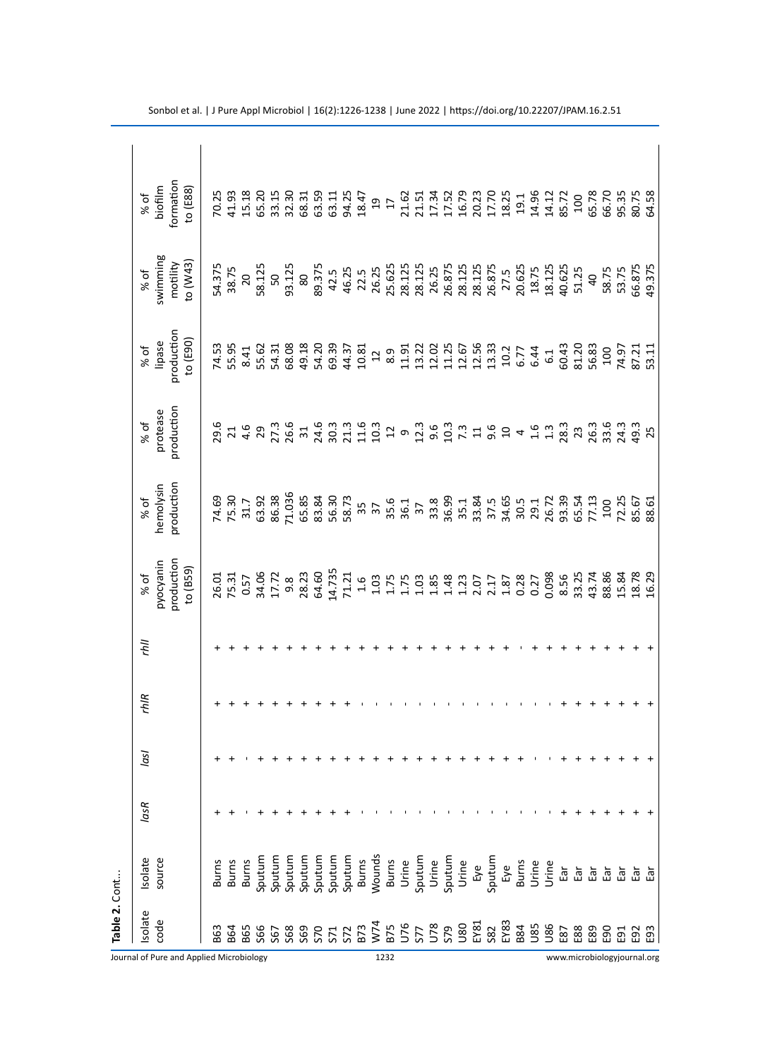**Table 2.** Cont...

| Isolate code | Isolate source | *lasR* | *lasI* | *rhlR* | *rhlI* | % of pyocyanin production to (B59) | % of hemolysin production | % of protease production | % of lipase production to (E90) | % of swimming motility to (W43) | % of biofilm formation to (E88) |
|---|---|---|---|---|---|---|---|---|---|---|---|
| B63 | Burns | + | + | + | + | 26.01 | 74.69 | 29.6 | 74.53 | 54.375 | 70.25 |
| B64 | Burns | + | + | + | + | 75.31 | 75.30 | 21 | 55.95 | 38.75 | 41.93 |
| B65 | Burns | - | - | + | + | 0.57 | 31.7 | 4.6 | 8.41 | 20 | 15.18 |
| S66 | Sputum | + | + | + | + | 34.06 | 63.92 | 29 | 55.62 | 58.125 | 65.20 |
| S67 | Sputum | + | + | + | + | 17.72 | 86.38 | 27.3 | 54.31 | 50 | 33.15 |
| S68 | Sputum | + | + | + | + | 9.8 | 71.036 | 26.6 | 68.08 | 93.125 | 32.30 |
| S69 | Sputum | + | + | + | + | 28.23 | 65.85 | 31 | 49.18 | 80 | 68.31 |
| S70 | Sputum | + | + | + | + | 64.60 | 83.84 | 24.6 | 54.20 | 89.375 | 63.59 |
| S71 | Sputum | + | + | + | + | 14.735 | 56.30 | 30.3 | 69.39 | 42.5 | 63.11 |
| S72 | Sputum | + | + | + | + | 71.21 | 58.73 | 21.3 | 44.37 | 46.25 | 94.25 |
| B73 | Burns | - | + | - | + | 1.6 | 35 | 11.6 | 10.81 | 22.5 | 18.47 |
| W74 | Wounds | - | + | - | + | 1.03 | 37 | 10.3 | 12 | 26.25 | 19 |
| B75 | Burns | - | + | - | + | 1.75 | 35.6 | 12 | 8.9 | 25.625 | 17 |
| U76 | Urine | - | + | - | + | 1.75 | 36.1 | 9 | 11.91 | 28.125 | 21.62 |
| S77 | Sputum | - | + | - | + | 1.03 | 37 | 12.3 | 13.22 | 28.125 | 21.51 |
| U78 | Urine | - | + | - | + | 1.85 | 33.8 | 9.6 | 12.02 | 26.25 | 17.34 |
| S79 | Sputum | - | + | - | + | 1.48 | 36.99 | 10.3 | 11.25 | 26.875 | 17.52 |
| U80 | Urine | - | + | - | + | 1.23 | 35.1 | 7.3 | 12.67 | 28.125 | 16.79 |
| EY81 | Eye | - | + | - | + | 2.07 | 33.84 | 11 | 12.56 | 28.125 | 20.23 |
| S82 | Sputum | - | + | - | + | 2.17 | 37.5 | 9.6 | 13.33 | 26.875 | 17.70 |
| EY83 | Eye | - | + | - | + | 1.87 | 34.65 | 10 | 10.2 | 27.5 | 18.25 |
| B84 | Burns | - | + | - | - | 0.28 | 30.5 | 4 | 6.77 | 20.625 | 19.1 |
| U85 | Urine | - | - | - | + | 0.27 | 29.1 | 1.6 | 6.44 | 18.75 | 14.96 |
| U86 | Urine | - | - | - | + | 0.098 | 26.72 | 1.3 | 6.1 | 18.125 | 14.12 |
| E87 | Ear | + | + | + | + | 8.56 | 93.39 | 28.3 | 60.43 | 40.625 | 85.72 |
| E88 | Ear | + | + | + | + | 33.25 | 65.54 | 23 | 81.20 | 51.25 | 100 |
| E89 | Ear | + | + | + | + | 43.74 | 77.13 | 26.3 | 56.83 | 40 | 65.78 |
| E90 | Ear | + | + | + | + | 88.86 | 100 | 33.6 | 100 | 58.75 | 66.70 |
| E91 | Ear | + | + | + | + | 15.84 | 72.25 | 24.3 | 74.97 | 53.75 | 95.35 |
| E92 | Ear | + | + | + | + | 18.78 | 85.67 | 49.3 | 87.21 | 66.875 | 80.75 |
| E93 | Ear | + | + | + | + | 16.29 | 88.61 | 25 | 53.11 | 49.375 | 64.58 |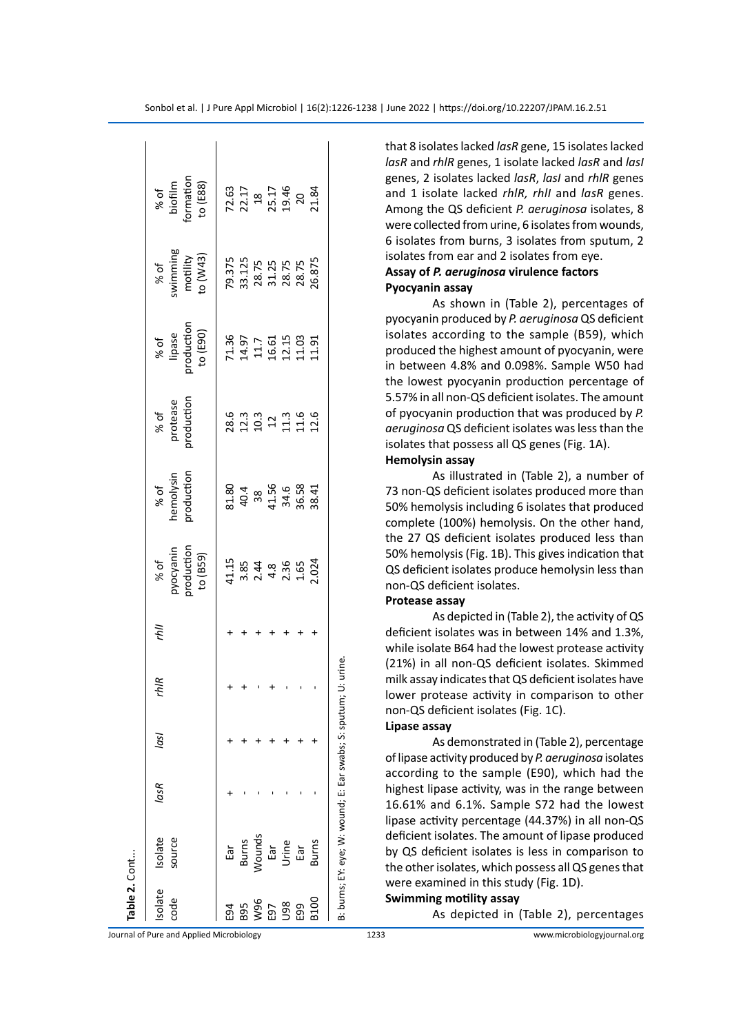**Table 2.** Cont...

| Isolate code | Isolate source | *lasR* | *lasI* | *rhlR* | *rhlI* | % of pyocyanin production to (B59) | % of hemolysin production | % of protease production | % of lipase production to (E90) | % of swimming motility to (W43) | % of biofilm formation to (E88) |
|---|---|---|---|---|---|---|---|---|---|---|---|
| E94 | Ear | + | + | + | + | 41.15 | 81.80 | 28.6 | 71.36 | 79.375 | 72.63 |
| B95 | Burns | - | + | + | + | 3.85 | 40.4 | 12.3 | 14.97 | 33.125 | 22.17 |
| W96 | Wounds | - | + | - | + | 2.44 | 38 | 10.3 | 11.7 | 28.75 | 18 |
| E97 | Ear | - | + | + | + | 4.8 | 41.56 | 12 | 16.61 | 31.25 | 25.17 |
| U98 | Urine | - | + | - | + | 2.36 | 34.6 | 11.3 | 12.15 | 28.75 | 19.46 |
| E99 | Ear | - | + | - | + | 1.65 | 36.58 | 11.6 | 11.03 | 28.75 | 20 |
| B100 | Burns | - | + | - | + | 2.024 | 38.41 | 12.6 | 11.91 | 26.875 | 21.84 |

B: burns; EY: eye; W: wound; E: Ear swabs; S: sputum; U: urine.

that 8 isolates lacked *lasR* gene, 15 isolates lacked *lasR* and *rhlR* genes, 1 isolate lacked *lasR* and *lasI* genes, 2 isolates lacked *lasR*, *lasI* and *rhlR* genes and 1 isolate lacked *rhlR, rhlI* and *lasR* genes. Among the QS deficient *P. aeruginosa* isolates, 8 were collected from urine, 6 isolates from wounds, 6 isolates from burns, 3 isolates from sputum, 2 isolates from ear and 2 isolates from eye.

### Assay of *P. aeruginosa* virulence factors

#### Pyocyanin assay

As shown in (Table 2), percentages of pyocyanin produced by *P. aeruginosa* QS deficient isolates according to the sample (B59), which produced the highest amount of pyocyanin, were in between 4.8% and 0.098%. Sample W50 had the lowest pyocyanin production percentage of 5.57% in all non-QS deficient isolates. The amount of pyocyanin production that was produced by *P. aeruginosa* QS deficient isolates was less than the isolates that possess all QS genes (Fig. 1A).

#### Hemolysin assay

As illustrated in (Table 2), a number of 73 non-QS deficient isolates produced more than 50% hemolysis including 6 isolates that produced complete (100%) hemolysis. On the other hand, the 27 QS deficient isolates produced less than 50% hemolysis (Fig. 1B). This gives indication that QS deficient isolates produce hemolysin less than non-QS deficient isolates.

#### Protease assay

As depicted in (Table 2), the activity of QS deficient isolates was in between 14% and 1.3%, while isolate B64 had the lowest protease activity (21%) in all non-QS deficient isolates. Skimmed milk assay indicates that QS deficient isolates have lower protease activity in comparison to other non-QS deficient isolates (Fig. 1C).

#### Lipase assay

As demonstrated in (Table 2), percentage of lipase activity produced by *P. aeruginosa* isolates according to the sample (E90), which had the highest lipase activity, was in the range between 16.61% and 6.1%. Sample S72 had the lowest lipase activity percentage (44.37%) in all non-QS deficient isolates. The amount of lipase produced by QS deficient isolates is less in comparison to the other isolates, which possess all QS genes that were examined in this study (Fig. 1D).

#### Swimming motility assay

As depicted in (Table 2), percentages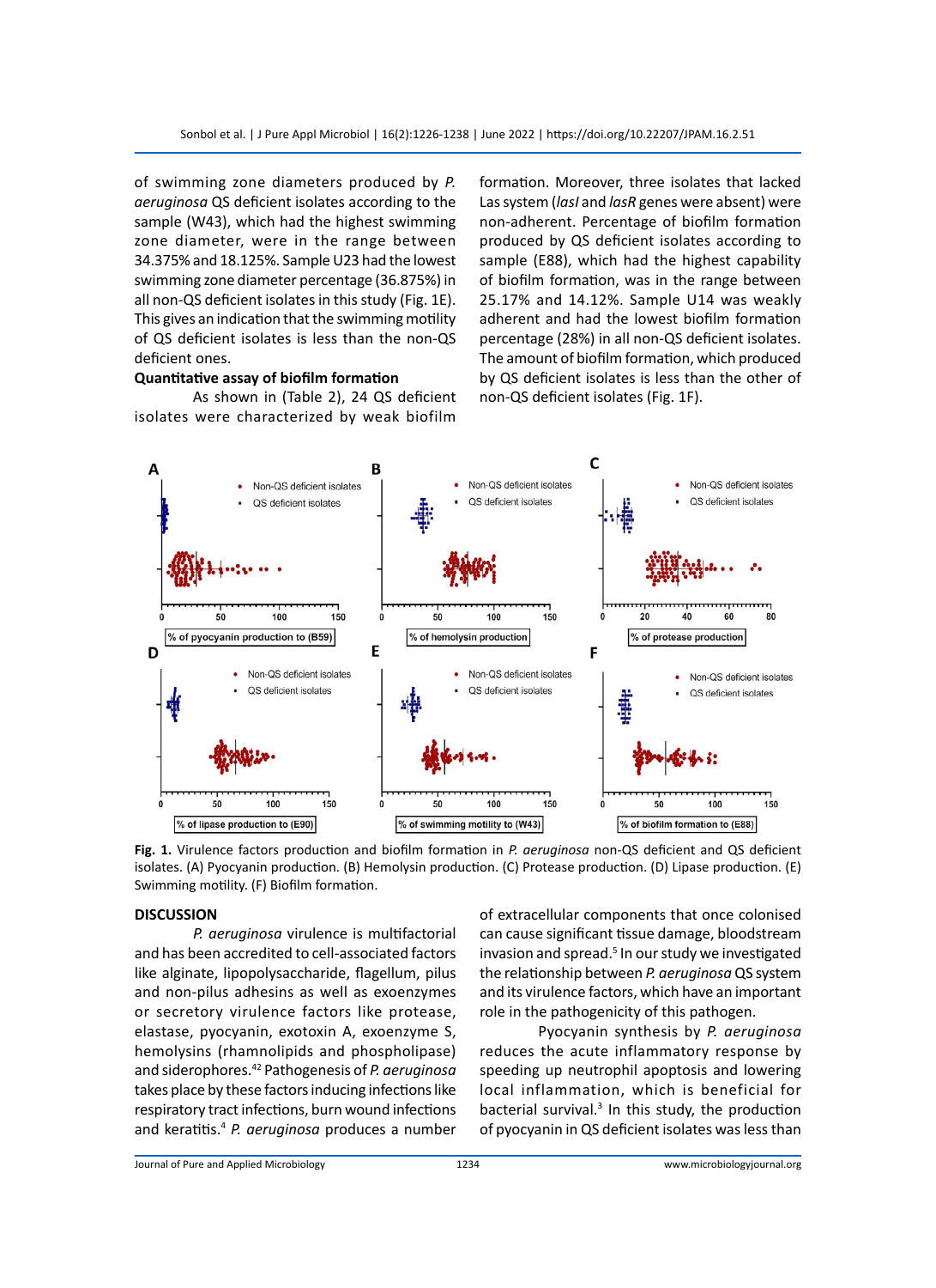of swimming zone diameters produced by *P. aeruginosa* QS deficient isolates according to the sample (W43), which had the highest swimming zone diameter, were in the range between 34.375% and 18.125%. Sample U23 had the lowest swimming zone diameter percentage (36.875%) in all non-QS deficient isolates in this study (Fig. 1E). This gives an indication that the swimming motility of QS deficient isolates is less than the non-QS deficient ones.

### Quantitative assay of biofilm formation

As shown in (Table 2), 24 QS deficient isolates were characterized by weak biofilm formation. Moreover, three isolates that lacked Las system (*lasI* and *lasR* genes were absent) were non-adherent. Percentage of biofilm formation produced by QS deficient isolates according to sample (E88), which had the highest capability of biofilm formation, was in the range between 25.17% and 14.12%. Sample U14 was weakly adherent and had the lowest biofilm formation percentage (28%) in all non-QS deficient isolates. The amount of biofilm formation, which produced by QS deficient isolates is less than the other of non-QS deficient isolates (Fig. 1F).

**Fig. 1.** Virulence factors production and biofilm formation in *P. aeruginosa* non-QS deficient and QS deficient isolates. (A) Pyocyanin production. (B) Hemolysin production. (C) Protease production. (D) Lipase production. (E) Swimming motility. (F) Biofilm formation.

## DISCUSSION

*P. aeruginosa* virulence is multifactorial and has been accredited to cell-associated factors like alginate, lipopolysaccharide, flagellum, pilus and non-pilus adhesins as well as exoenzymes or secretory virulence factors like protease, elastase, pyocyanin, exotoxin A, exoenzyme S, hemolysins (rhamnolipids and phospholipase) and siderophores.[42] Pathogenesis of *P. aeruginosa* takes place by these factors inducing infections like respiratory tract infections, burn wound infections and keratitis.[4] *P. aeruginosa* produces a number of extracellular components that once colonised can cause significant tissue damage, bloodstream invasion and spread.[5] In our study we investigated the relationship between *P. aeruginosa* QS system and its virulence factors, which have an important role in the pathogenicity of this pathogen.

Pyocyanin synthesis by *P. aeruginosa* reduces the acute inflammatory response by speeding up neutrophil apoptosis and lowering local inflammation, which is beneficial for bacterial survival.[3] In this study, the production of pyocyanin in QS deficient isolates was less than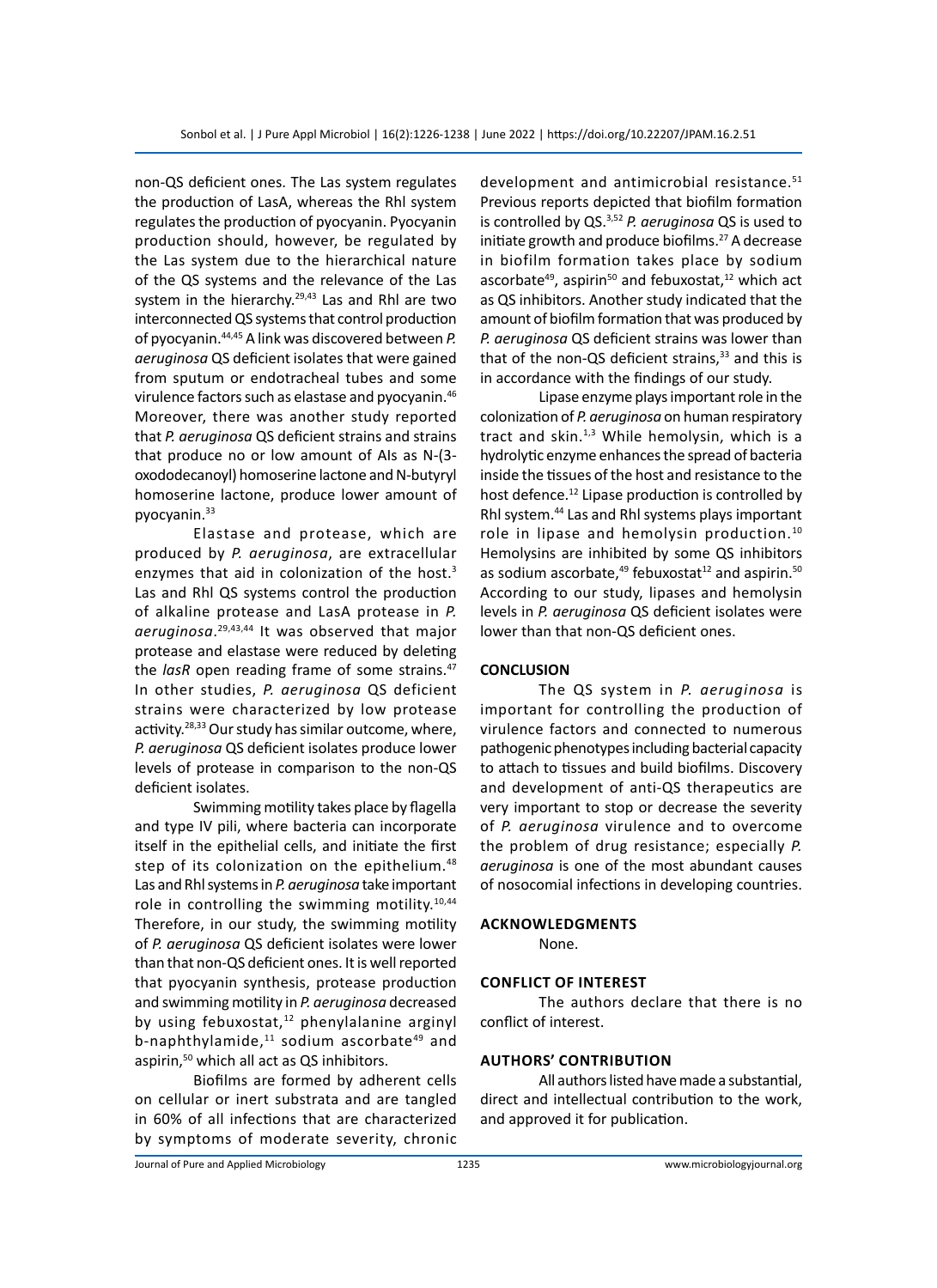non-QS deficient ones. The Las system regulates the production of LasA, whereas the Rhl system regulates the production of pyocyanin. Pyocyanin production should, however, be regulated by the Las system due to the hierarchical nature of the QS systems and the relevance of the Las system in the hierarchy.[29,43] Las and Rhl are two interconnected QS systems that control production of pyocyanin.[44,45] A link was discovered between *P. aeruginosa* QS deficient isolates that were gained from sputum or endotracheal tubes and some virulence factors such as elastase and pyocyanin.[46] Moreover, there was another study reported that *P. aeruginosa* QS deficient strains and strains that produce no or low amount of AIs as N-(3-oxododecanoyl) homoserine lactone and N-butyryl homoserine lactone, produce lower amount of pyocyanin.[33]

Elastase and protease, which are produced by *P. aeruginosa*, are extracellular enzymes that aid in colonization of the host.[3] Las and Rhl QS systems control the production of alkaline protease and LasA protease in *P. aeruginosa*.[29,43,44] It was observed that major protease and elastase were reduced by deleting the *lasR* open reading frame of some strains.[47] In other studies, *P. aeruginosa* QS deficient strains were characterized by low protease activity.[28,33] Our study has similar outcome, where, *P. aeruginosa* QS deficient isolates produce lower levels of protease in comparison to the non-QS deficient isolates.

Swimming motility takes place by flagella and type IV pili, where bacteria can incorporate itself in the epithelial cells, and initiate the first step of its colonization on the epithelium.[48] Las and Rhl systems in *P. aeruginosa* take important role in controlling the swimming motility.[10,44] Therefore, in our study, the swimming motility of *P. aeruginosa* QS deficient isolates were lower than that non-QS deficient ones. It is well reported that pyocyanin synthesis, protease production and swimming motility in *P. aeruginosa* decreased by using febuxostat,[12] phenylalanine arginyl b-naphthylamide,[11] sodium ascorbate[49] and aspirin,[50] which all act as QS inhibitors.

Biofilms are formed by adherent cells on cellular or inert substrata and are tangled in 60% of all infections that are characterized by symptoms of moderate severity, chronic development and antimicrobial resistance.[51] Previous reports depicted that biofilm formation is controlled by QS.[3,52] *P. aeruginosa* QS is used to initiate growth and produce biofilms.[27] A decrease in biofilm formation takes place by sodium ascorbate[49], aspirin[50] and febuxostat,[12] which act as QS inhibitors. Another study indicated that the amount of biofilm formation that was produced by *P. aeruginosa* QS deficient strains was lower than that of the non-QS deficient strains,[33] and this is in accordance with the findings of our study.

Lipase enzyme plays important role in the colonization of *P. aeruginosa* on human respiratory tract and skin.[1,3] While hemolysin, which is a hydrolytic enzyme enhances the spread of bacteria inside the tissues of the host and resistance to the host defence.[12] Lipase production is controlled by Rhl system.[44] Las and Rhl systems plays important role in lipase and hemolysin production.[10] Hemolysins are inhibited by some QS inhibitors as sodium ascorbate,[49] febuxostat[12] and aspirin.[50] According to our study, lipases and hemolysin levels in *P. aeruginosa* QS deficient isolates were lower than that non-QS deficient ones.

## CONCLUSION

The QS system in *P. aeruginosa* is important for controlling the production of virulence factors and connected to numerous pathogenic phenotypes including bacterial capacity to attach to tissues and build biofilms. Discovery and development of anti-QS therapeutics are very important to stop or decrease the severity of *P. aeruginosa* virulence and to overcome the problem of drug resistance; especially *P. aeruginosa* is one of the most abundant causes of nosocomial infections in developing countries.

## ACKNOWLEDGMENTS

None.

## CONFLICT OF INTEREST

The authors declare that there is no conflict of interest.

## AUTHORS' CONTRIBUTION

All authors listed have made a substantial, direct and intellectual contribution to the work, and approved it for publication.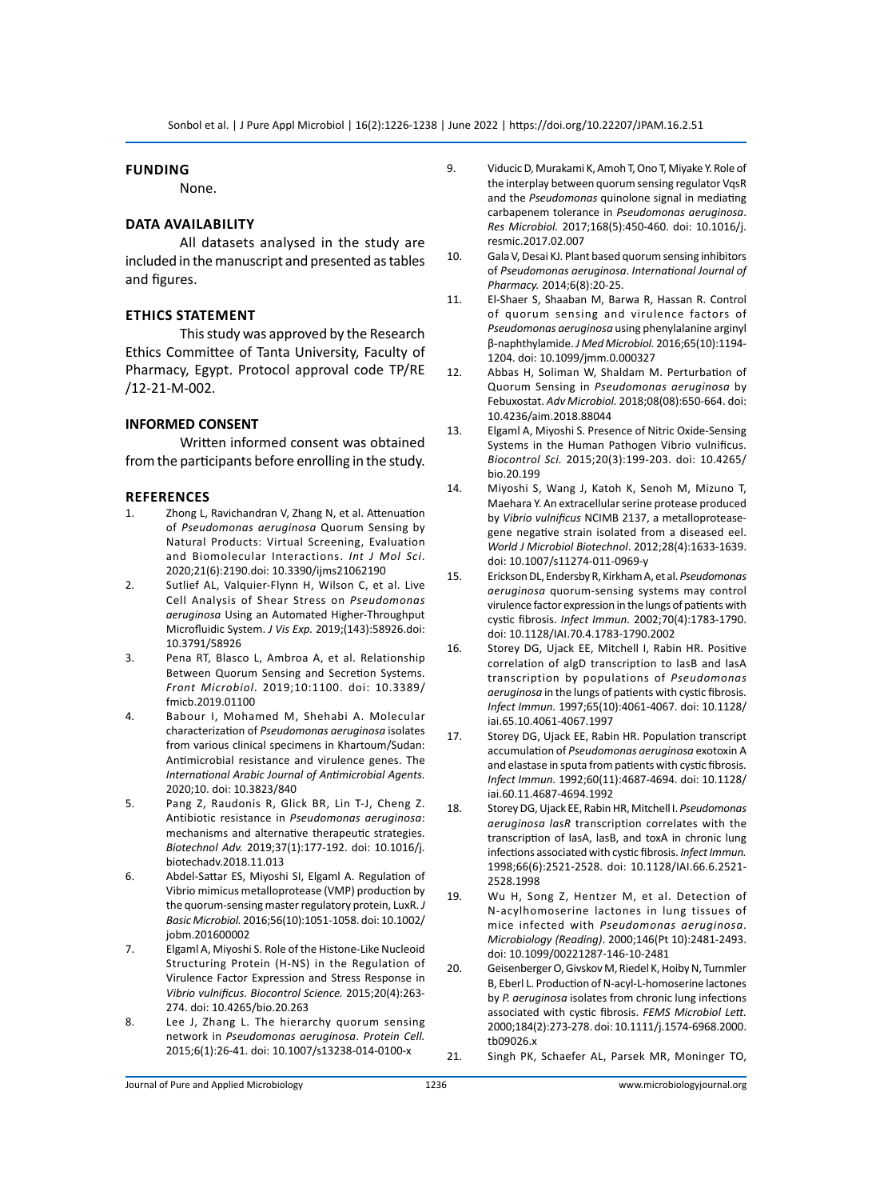## FUNDING

None.

## DATA AVAILABILITY

All datasets analysed in the study are included in the manuscript and presented as tables and figures.

## ETHICS STATEMENT

This study was approved by the Research Ethics Committee of Tanta University, Faculty of Pharmacy, Egypt. Protocol approval code TP/RE /12-21-M-002.

## INFORMED CONSENT

Written informed consent was obtained from the participants before enrolling in the study.

## REFERENCES

1. Zhong L, Ravichandran V, Zhang N, et al. Attenuation of *Pseudomonas aeruginosa* Quorum Sensing by Natural Products: Virtual Screening, Evaluation and Biomolecular Interactions. *Int J Mol Sci*. 2020;21(6):2190.doi: 10.3390/ijms21062190
2. Sutlief AL, Valquier-Flynn H, Wilson C, et al. Live Cell Analysis of Shear Stress on *Pseudomonas aeruginosa* Using an Automated Higher-Throughput Microfluidic System. *J Vis Exp.* 2019;(143):58926.doi: 10.3791/58926
3. Pena RT, Blasco L, Ambroa A, et al. Relationship Between Quorum Sensing and Secretion Systems. *Front Microbiol*. 2019;10:1100. doi: 10.3389/fmicb.2019.01100
4. Babour I, Mohamed M, Shehabi A. Molecular characterization of *Pseudomonas aeruginosa* isolates from various clinical specimens in Khartoum/Sudan: Antimicrobial resistance and virulence genes. The *International Arabic Journal of Antimicrobial Agents.* 2020;10. doi: 10.3823/840
5. Pang Z, Raudonis R, Glick BR, Lin T-J, Cheng Z. Antibiotic resistance in *Pseudomonas aeruginosa*: mechanisms and alternative therapeutic strategies. *Biotechnol Adv.* 2019;37(1):177-192. doi: 10.1016/j.biotechadv.2018.11.013
6. Abdel-Sattar ES, Miyoshi SI, Elgaml A. Regulation of Vibrio mimicus metalloprotease (VMP) production by the quorum-sensing master regulatory protein, LuxR. *J Basic Microbiol.* 2016;56(10):1051-1058. doi: 10.1002/jobm.201600002
7. Elgaml A, Miyoshi S. Role of the Histone-Like Nucleoid Structuring Protein (H-NS) in the Regulation of Virulence Factor Expression and Stress Response in *Vibrio vulnificus. Biocontrol Science.* 2015;20(4):263-274. doi: 10.4265/bio.20.263
8. Lee J, Zhang L. The hierarchy quorum sensing network in *Pseudomonas aeruginosa*. *Protein Cell.* 2015;6(1):26-41. doi: 10.1007/s13238-014-0100-x
9. Viducic D, Murakami K, Amoh T, Ono T, Miyake Y. Role of the interplay between quorum sensing regulator VqsR and the *Pseudomonas* quinolone signal in mediating carbapenem tolerance in *Pseudomonas aeruginosa*. *Res Microbiol.* 2017;168(5):450-460. doi: 10.1016/j.resmic.2017.02.007
10. Gala V, Desai KJ. Plant based quorum sensing inhibitors of *Pseudomonas aeruginosa*. *International Journal of Pharmacy.* 2014;6(8):20-25.
11. El-Shaer S, Shaaban M, Barwa R, Hassan R. Control of quorum sensing and virulence factors of *Pseudomonas aeruginosa* using phenylalanine arginyl β-naphthylamide. *J Med Microbiol.* 2016;65(10):1194-1204. doi: 10.1099/jmm.0.000327
12. Abbas H, Soliman W, Shaldam M. Perturbation of Quorum Sensing in *Pseudomonas aeruginosa* by Febuxostat. *Adv Microbiol.* 2018;08(08):650-664. doi: 10.4236/aim.2018.88044
13. Elgaml A, Miyoshi S. Presence of Nitric Oxide-Sensing Systems in the Human Pathogen Vibrio vulnificus. *Biocontrol Sci.* 2015;20(3):199-203. doi: 10.4265/bio.20.199
14. Miyoshi S, Wang J, Katoh K, Senoh M, Mizuno T, Maehara Y. An extracellular serine protease produced by *Vibrio vulnificus* NCIMB 2137, a metalloprotease-gene negative strain isolated from a diseased eel. *World J Microbiol Biotechnol*. 2012;28(4):1633-1639. doi: 10.1007/s11274-011-0969-y
15. Erickson DL, Endersby R, Kirkham A, et al. *Pseudomonas aeruginosa* quorum-sensing systems may control virulence factor expression in the lungs of patients with cystic fibrosis. *Infect Immun.* 2002;70(4):1783-1790. doi: 10.1128/IAI.70.4.1783-1790.2002
16. Storey DG, Ujack EE, Mitchell I, Rabin HR. Positive correlation of algD transcription to lasB and lasA transcription by populations of *Pseudomonas aeruginosa* in the lungs of patients with cystic fibrosis. *Infect Immun.* 1997;65(10):4061-4067. doi: 10.1128/iai.65.10.4061-4067.1997
17. Storey DG, Ujack EE, Rabin HR. Population transcript accumulation of *Pseudomonas aeruginosa* exotoxin A and elastase in sputa from patients with cystic fibrosis. *Infect Immun.* 1992;60(11):4687-4694. doi: 10.1128/iai.60.11.4687-4694.1992
18. Storey DG, Ujack EE, Rabin HR, Mitchell I. *Pseudomonas aeruginosa lasR* transcription correlates with the transcription of lasA, lasB, and toxA in chronic lung infections associated with cystic fibrosis. *Infect Immun.* 1998;66(6):2521-2528. doi: 10.1128/IAI.66.6.2521-2528.1998
19. Wu H, Song Z, Hentzer M, et al. Detection of N-acylhomoserine lactones in lung tissues of mice infected with *Pseudomonas aeruginosa*. *Microbiology (Reading)*. 2000;146(Pt 10):2481-2493. doi: 10.1099/00221287-146-10-2481
20. Geisenberger O, Givskov M, Riedel K, Hoiby N, Tummler B, Eberl L. Production of N-acyl-L-homoserine lactones by *P. aeruginosa* isolates from chronic lung infections associated with cystic fibrosis. *FEMS Microbiol Lett.* 2000;184(2):273-278. doi: 10.1111/j.1574-6968.2000.tb09026.x
21. Singh PK, Schaefer AL, Parsek MR, Moninger TO,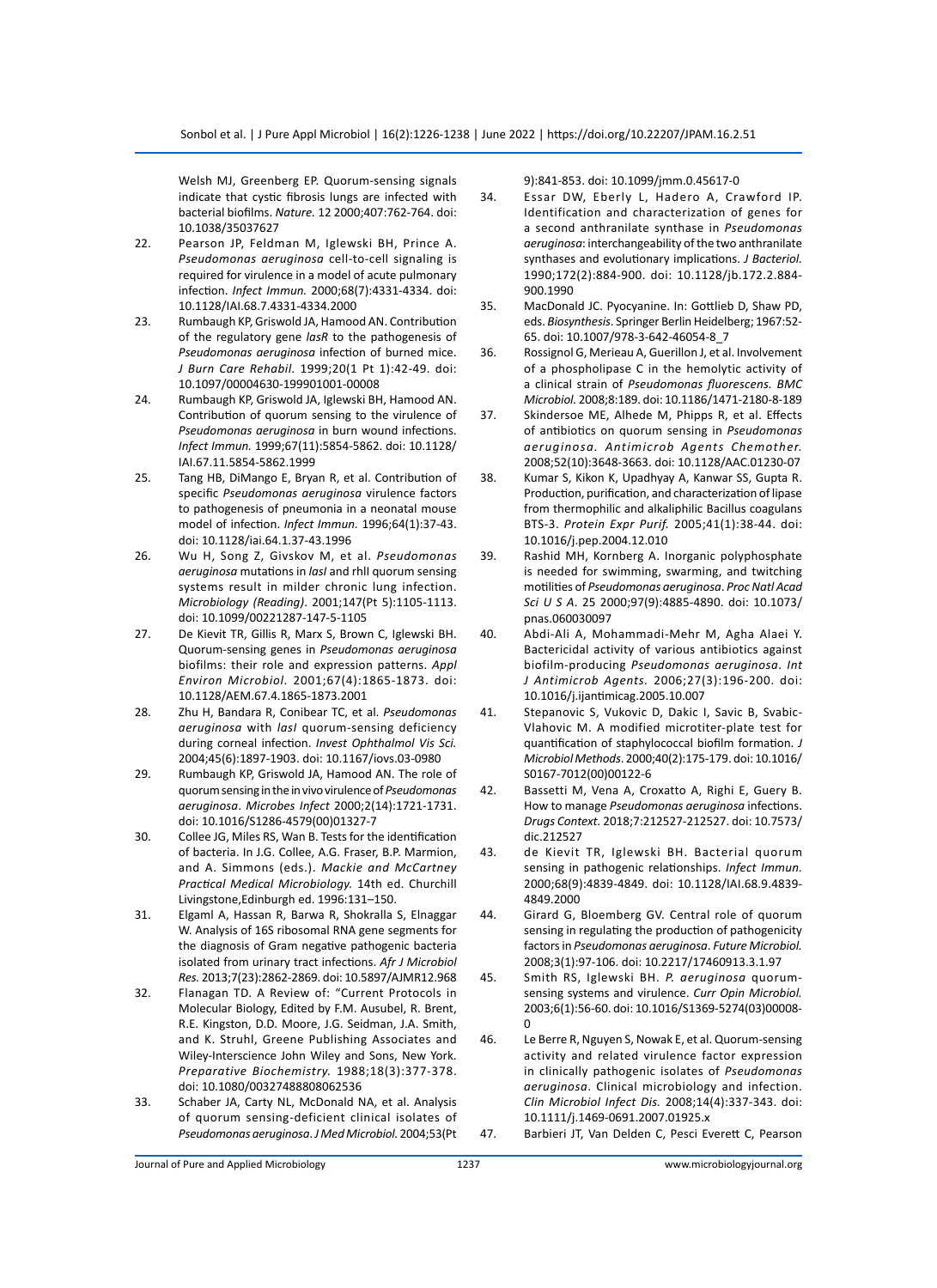Welsh MJ, Greenberg EP. Quorum-sensing signals indicate that cystic fibrosis lungs are infected with bacterial biofilms. *Nature.* 12 2000;407:762-764. doi: 10.1038/35037627

22. Pearson JP, Feldman M, Iglewski BH, Prince A. *Pseudomonas aeruginosa* cell-to-cell signaling is required for virulence in a model of acute pulmonary infection. *Infect Immun.* 2000;68(7):4331-4334. doi: 10.1128/IAI.68.7.4331-4334.2000
23. Rumbaugh KP, Griswold JA, Hamood AN. Contribution of the regulatory gene *lasR* to the pathogenesis of *Pseudomonas aeruginosa* infection of burned mice. *J Burn Care Rehabil.* 1999;20(1 Pt 1):42-49. doi: 10.1097/00004630-199901001-00008
24. Rumbaugh KP, Griswold JA, Iglewski BH, Hamood AN. Contribution of quorum sensing to the virulence of *Pseudomonas aeruginosa* in burn wound infections. *Infect Immun.* 1999;67(11):5854-5862. doi: 10.1128/IAI.67.11.5854-5862.1999
25. Tang HB, DiMango E, Bryan R, et al. Contribution of specific *Pseudomonas aeruginosa* virulence factors to pathogenesis of pneumonia in a neonatal mouse model of infection. *Infect Immun.* 1996;64(1):37-43. doi: 10.1128/iai.64.1.37-43.1996
26. Wu H, Song Z, Givskov M, et al. *Pseudomonas aeruginosa* mutations in *lasI* and rhlI quorum sensing systems result in milder chronic lung infection. *Microbiology (Reading).* 2001;147(Pt 5):1105-1113. doi: 10.1099/00221287-147-5-1105
27. De Kievit TR, Gillis R, Marx S, Brown C, Iglewski BH. Quorum-sensing genes in *Pseudomonas aeruginosa* biofilms: their role and expression patterns. *Appl Environ Microbiol.* 2001;67(4):1865-1873. doi: 10.1128/AEM.67.4.1865-1873.2001
28. Zhu H, Bandara R, Conibear TC, et al. *Pseudomonas aeruginosa* with *lasI* quorum-sensing deficiency during corneal infection. *Invest Ophthalmol Vis Sci.* 2004;45(6):1897-1903. doi: 10.1167/iovs.03-0980
29. Rumbaugh KP, Griswold JA, Hamood AN. The role of quorum sensing in the in vivo virulence of *Pseudomonas aeruginosa*. *Microbes Infect* 2000;2(14):1721-1731. doi: 10.1016/S1286-4579(00)01327-7
30. Collee JG, Miles RS, Wan B. Tests for the identification of bacteria. In J.G. Collee, A.G. Fraser, B.P. Marmion, and A. Simmons (eds.). *Mackie and McCartney Practical Medical Microbiology.* 14th ed. Churchill Livingstone,Edinburgh ed. 1996:131–150.
31. Elgaml A, Hassan R, Barwa R, Shokralla S, Elnaggar W. Analysis of 16S ribosomal RNA gene segments for the diagnosis of Gram negative pathogenic bacteria isolated from urinary tract infections. *Afr J Microbiol Res.* 2013;7(23):2862-2869. doi: 10.5897/AJMR12.968
32. Flanagan TD. A Review of: "Current Protocols in Molecular Biology, Edited by F.M. Ausubel, R. Brent, R.E. Kingston, D.D. Moore, J.G. Seidman, J.A. Smith, and K. Struhl, Greene Publishing Associates and Wiley-Interscience John Wiley and Sons, New York. *Preparative Biochemistry.* 1988;18(3):377-378. doi: 10.1080/00327488808062536
33. Schaber JA, Carty NL, McDonald NA, et al. Analysis of quorum sensing-deficient clinical isolates of *Pseudomonas aeruginosa*. *J Med Microbiol.* 2004;53(Pt 9):841-853. doi: 10.1099/jmm.0.45617-0
34. Essar DW, Eberly L, Hadero A, Crawford IP. Identification and characterization of genes for a second anthranilate synthase in *Pseudomonas aeruginosa*: interchangeability of the two anthranilate synthases and evolutionary implications. *J Bacteriol.* 1990;172(2):884-900. doi: 10.1128/jb.172.2.884-900.1990
35. MacDonald JC. Pyocyanine. In: Gottlieb D, Shaw PD, eds. *Biosynthesis*. Springer Berlin Heidelberg; 1967:52-65. doi: 10.1007/978-3-642-46054-8_7
36. Rossignol G, Merieau A, Guerillon J, et al. Involvement of a phospholipase C in the hemolytic activity of a clinical strain of *Pseudomonas fluorescens. BMC Microbiol.* 2008;8:189. doi: 10.1186/1471-2180-8-189
37. Skindersoe ME, Alhede M, Phipps R, et al. Effects of antibiotics on quorum sensing in *Pseudomonas aeruginosa*. *Antimicrob Agents Chemother.* 2008;52(10):3648-3663. doi: 10.1128/AAC.01230-07
38. Kumar S, Kikon K, Upadhyay A, Kanwar SS, Gupta R. Production, purification, and characterization of lipase from thermophilic and alkaliphilic Bacillus coagulans BTS-3. *Protein Expr Purif.* 2005;41(1):38-44. doi: 10.1016/j.pep.2004.12.010
39. Rashid MH, Kornberg A. Inorganic polyphosphate is needed for swimming, swarming, and twitching motilities of *Pseudomonas aeruginosa*. *Proc Natl Acad Sci U S A.* 25 2000;97(9):4885-4890. doi: 10.1073/pnas.060030097
40. Abdi-Ali A, Mohammadi-Mehr M, Agha Alaei Y. Bactericidal activity of various antibiotics against biofilm-producing *Pseudomonas aeruginosa*. *Int J Antimicrob Agents.* 2006;27(3):196-200. doi: 10.1016/j.ijantimicag.2005.10.007
41. Stepanovic S, Vukovic D, Dakic I, Savic B, Svabic-Vlahovic M. A modified microtiter-plate test for quantification of staphylococcal biofilm formation. *J Microbiol Methods.* 2000;40(2):175-179. doi: 10.1016/S0167-7012(00)00122-6
42. Bassetti M, Vena A, Croxatto A, Righi E, Guery B. How to manage *Pseudomonas aeruginosa* infections. *Drugs Context.* 2018;7:212527-212527. doi: 10.7573/dic.212527
43. de Kievit TR, Iglewski BH. Bacterial quorum sensing in pathogenic relationships. *Infect Immun.* 2000;68(9):4839-4849. doi: 10.1128/IAI.68.9.4839-4849.2000
44. Girard G, Bloemberg GV. Central role of quorum sensing in regulating the production of pathogenicity factors in *Pseudomonas aeruginosa*. *Future Microbiol.* 2008;3(1):97-106. doi: 10.2217/17460913.3.1.97
45. Smith RS, Iglewski BH. *P. aeruginosa* quorum-sensing systems and virulence. *Curr Opin Microbiol.* 2003;6(1):56-60. doi: 10.1016/S1369-5274(03)00008-0
46. Le Berre R, Nguyen S, Nowak E, et al. Quorum-sensing activity and related virulence factor expression in clinically pathogenic isolates of *Pseudomonas aeruginosa*. Clinical microbiology and infection. *Clin Microbiol Infect Dis.* 2008;14(4):337-343. doi: 10.1111/j.1469-0691.2007.01925.x
47. Barbieri JT, Van Delden C, Pesci Everett C, Pearson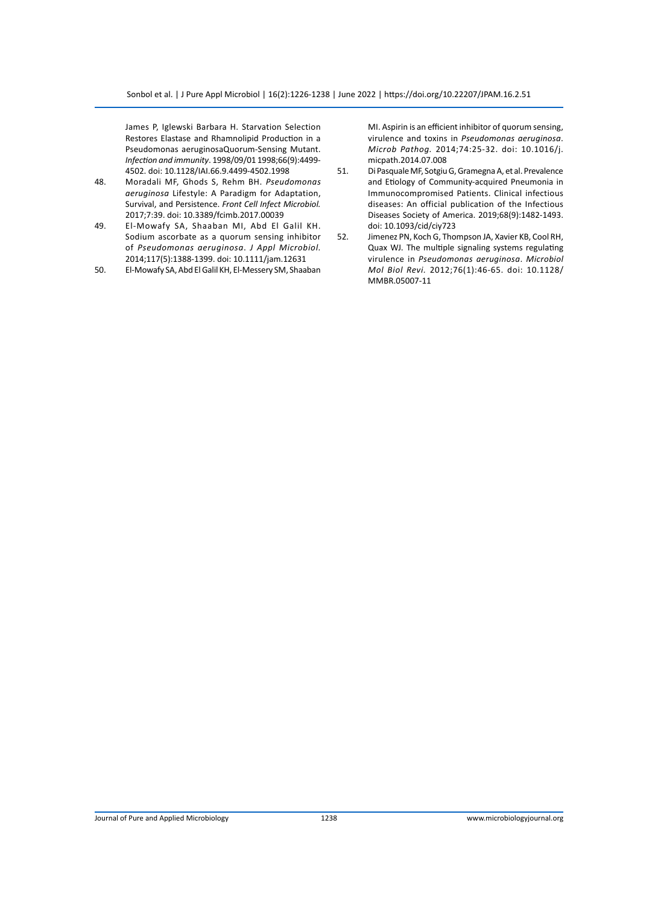James P, Iglewski Barbara H. Starvation Selection Restores Elastase and Rhamnolipid Production in a Pseudomonas aeruginosaQuorum-Sensing Mutant. *Infection and immunity*. 1998/09/01 1998;66(9):4499-4502. doi: 10.1128/IAI.66.9.4499-4502.1998

48. Moradali MF, Ghods S, Rehm BH. *Pseudomonas aeruginosa* Lifestyle: A Paradigm for Adaptation, Survival, and Persistence. *Front Cell Infect Microbiol.* 2017;7:39. doi: 10.3389/fcimb.2017.00039

49. El-Mowafy SA, Shaaban MI, Abd El Galil KH. Sodium ascorbate as a quorum sensing inhibitor of *Pseudomonas aeruginosa*. *J Appl Microbiol.* 2014;117(5):1388-1399. doi: 10.1111/jam.12631

50. El-Mowafy SA, Abd El Galil KH, El-Messery SM, Shaaban MI. Aspirin is an efficient inhibitor of quorum sensing, virulence and toxins in *Pseudomonas aeruginosa*. *Microb Pathog.* 2014;74:25-32. doi: 10.1016/j.micpath.2014.07.008

51. Di Pasquale MF, Sotgiu G, Gramegna A, et al. Prevalence and Etiology of Community-acquired Pneumonia in Immunocompromised Patients. Clinical infectious diseases: An official publication of the Infectious Diseases Society of America. 2019;68(9):1482-1493. doi: 10.1093/cid/ciy723

52. Jimenez PN, Koch G, Thompson JA, Xavier KB, Cool RH, Quax WJ. The multiple signaling systems regulating virulence in *Pseudomonas aeruginosa*. *Microbiol Mol Biol Revi.* 2012;76(1):46-65. doi: 10.1128/MMBR.05007-11